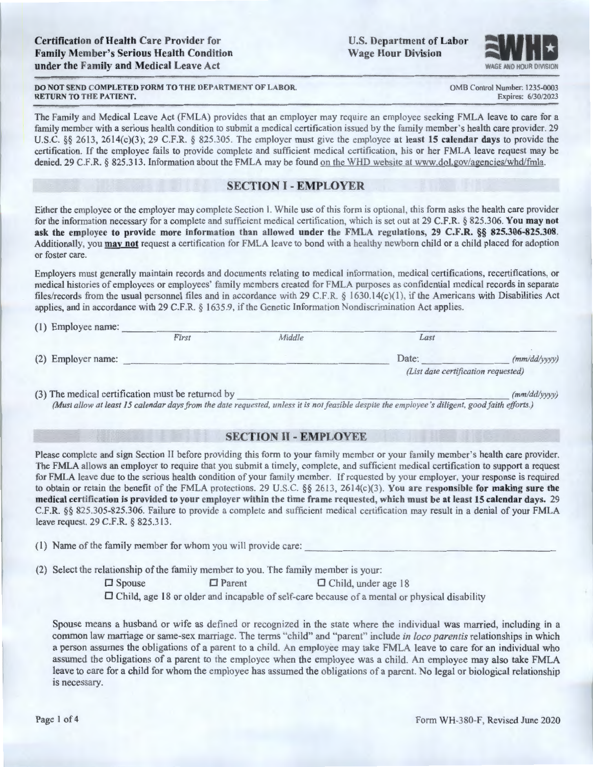**Certification of Health Care Provider for Family Member's Serious Health Condition under the Family and Medical Leave Act**

**U.S. Department of Labor**
**Wage Hour Division**

**DO NOT SEND COMPLETED FORM TO THE DEPARTMENT OF LABOR. RETURN TO THE PATIENT.**

OMB Control Number: 1235-0003
Expires: 6/30/2023

The Family and Medical Leave Act (FMLA) provides that an employer may require an employee seeking FMLA leave to care for a family member with a serious health condition to submit a medical certification issued by the family member's health care provider. 29 U.S.C. §§ 2613, 2614(c)(3); 29 C.F.R. § 825.305. The employer must give the employee **at least 15 calendar days** to provide the certification. If the employee fails to provide complete and sufficient medical certification, his or her FMLA leave request may be denied. 29 C.F.R. § 825.313. Information about the FMLA may be found on the WHD website at www.dol.gov/agencies/whd/fmla.

## SECTION I - EMPLOYER

Either the employee or the employer may complete Section I. While use of this form is optional, this form asks the health care provider for the information necessary for a complete and sufficient medical certification, which is set out at 29 C.F.R. § 825.306. **You may not ask the employee to provide more information than allowed under the FMLA regulations, 29 C.F.R. §§ 825.306-825.308.** Additionally, you **may not** request a certification for FMLA leave to bond with a healthy newborn child or a child placed for adoption or foster care.

Employers must generally maintain records and documents relating to medical information, medical certifications, recertifications, or medical histories of employees or employees' family members created for FMLA purposes as confidential medical records in separate files/records from the usual personnel files and in accordance with 29 C.F.R. § 1630.14(c)(1), if the Americans with Disabilities Act applies, and in accordance with 29 C.F.R. § 1635.9, if the Genetic Information Nondiscrimination Act applies.

(1) Employee name: ______________________________
*First* *Middle* *Last*

(2) Employer name: ______________________________ Date: ______________ *(mm/dd/yyyy)*
*(List date certification requested)*

(3) The medical certification must be returned by ______________________________ *(mm/dd/yyyy)*
*(Must allow at least 15 calendar days from the date requested, unless it is not feasible despite the employee's diligent, good faith efforts.)*

## SECTION II - EMPLOYEE

Please complete and sign Section II before providing this form to your family member or your family member's health care provider. The FMLA allows an employer to require that you submit a timely, complete, and sufficient medical certification to support a request for FMLA leave due to the serious health condition of your family member. If requested by your employer, your response is required to obtain or retain the benefit of the FMLA protections. 29 U.S.C. §§ 2613, 2614(c)(3). **You are responsible for making sure the medical certification is provided to your employer within the time frame requested, which must be at least 15 calendar days.** 29 C.F.R. §§ 825.305-825.306. Failure to provide a complete and sufficient medical certification may result in a denial of your FMLA leave request. 29 C.F.R. § 825.313.

(1) Name of the family member for whom you will provide care: ______________________________

(2) Select the relationship of the family member to you. The family member is your:

☐ Spouse ☐ Parent ☐ Child, under age 18

☐ Child, age 18 or older and incapable of self-care because of a mental or physical disability

Spouse means a husband or wife as defined or recognized in the state where the individual was married, including in a common law marriage or same-sex marriage. The terms "child" and "parent" include *in loco parentis* relationships in which a person assumes the obligations of a parent to a child. An employee may take FMLA leave to care for an individual who assumed the obligations of a parent to the employee when the employee was a child. An employee may also take FMLA leave to care for a child for whom the employee has assumed the obligations of a parent. No legal or biological relationship is necessary.

Form WH-380-F, Revised June 2020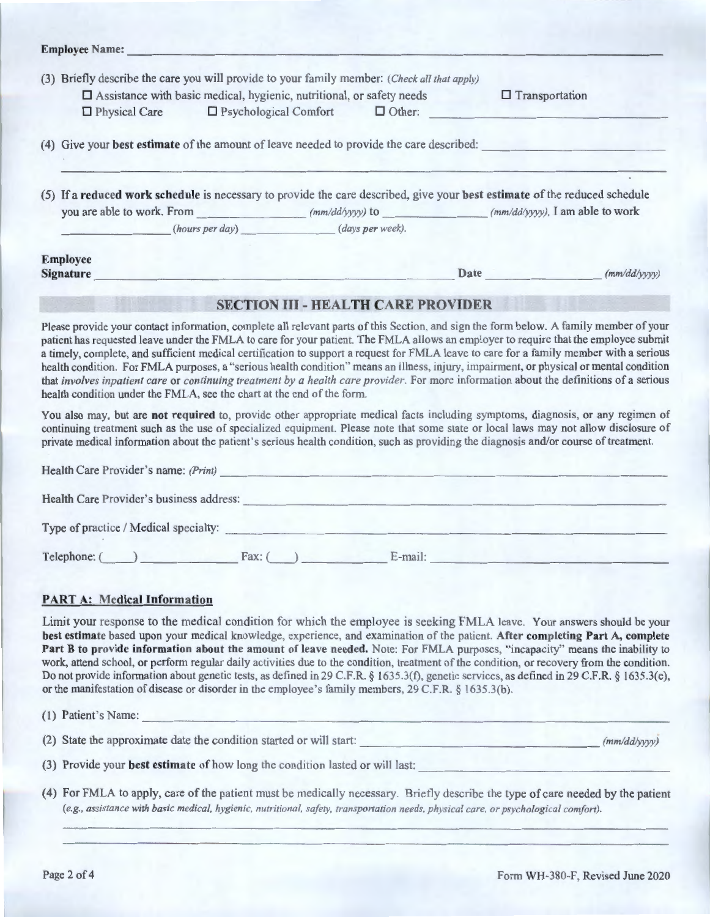**Employee Name:** ______________________________________________

(3) Briefly describe the care you will provide to your family member: *(Check all that apply)*

☐ Assistance with basic medical, hygienic, nutritional, or safety needs ☐ Transportation

☐ Physical Care ☐ Psychological Comfort ☐ Other: ______________________

(4) Give your **best estimate** of the amount of leave needed to provide the care described: ______________________

______________________________________________

(5) If a **reduced work schedule** is necessary to provide the care described, give your **best estimate** of the reduced schedule you are able to work. From ______________ *(mm/dd/yyyy)* to ______________ *(mm/dd/yyyy)*, I am able to work ______________ *(hours per day)* ______________ *(days per week)*.

**Employee Signature** ______________________________ **Date** ______________ *(mm/dd/yyyy)*

## SECTION III - HEALTH CARE PROVIDER

Please provide your contact information, complete all relevant parts of this Section, and sign the form below. A family member of your patient has requested leave under the FMLA to care for your patient. The FMLA allows an employer to require that the employee submit a timely, complete, and sufficient medical certification to support a request for FMLA leave to care for a family member with a serious health condition. For FMLA purposes, a "serious health condition" means an illness, injury, impairment, or physical or mental condition that *involves inpatient care* or *continuing treatment by a health care provider*. For more information about the definitions of a serious health condition under the FMLA, see the chart at the end of the form.

You also may, but are **not required** to, provide other appropriate medical facts including symptoms, diagnosis, or any regimen of continuing treatment such as the use of specialized equipment. Please note that some state or local laws may not allow disclosure of private medical information about the patient's serious health condition, such as providing the diagnosis and/or course of treatment.

Health Care Provider's name: *(Print)* ______________________________

Health Care Provider's business address: ______________________________

Type of practice / Medical specialty: ______________________________

Telephone: (\_\_\_\_) ______________ Fax: (\_\_\_\_) ______________ E-mail: ______________________

### PART A: Medical Information

Limit your response to the medical condition for which the employee is seeking FMLA leave. Your answers should be your **best estimate** based upon your medical knowledge, experience, and examination of the patient. **After completing Part A, complete Part B to provide information about the amount of leave needed.** Note: For FMLA purposes, "incapacity" means the inability to work, attend school, or perform regular daily activities due to the condition, treatment of the condition, or recovery from the condition. Do not provide information about genetic tests, as defined in 29 C.F.R. § 1635.3(f), genetic services, as defined in 29 C.F.R. § 1635.3(e), or the manifestation of disease or disorder in the employee's family members, 29 C.F.R. § 1635.3(b).

(1) Patient's Name: ______________________________

(2) State the approximate date the condition started or will start: ______________________ *(mm/dd/yyyy)*

(3) Provide your **best estimate** of how long the condition lasted or will last: ______________________

(4) For FMLA to apply, care of the patient must be medically necessary. Briefly describe the type of care needed by the patient *(e.g., assistance with basic medical, hygienic, nutritional, safety, transportation needs, physical care, or psychological comfort).*

______________________________________________

______________________________________________

Form WH-380-F, Revised June 2020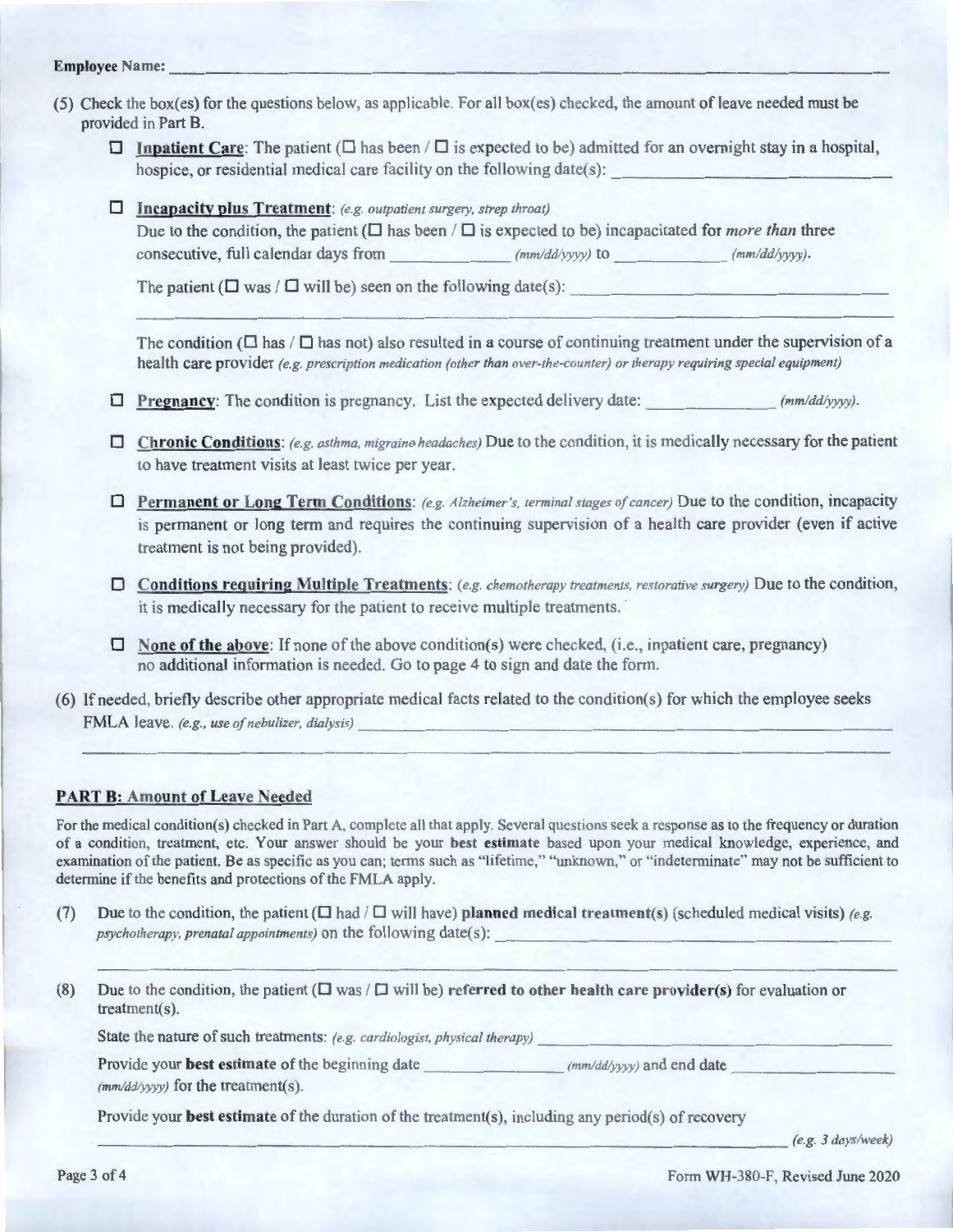**Employee Name:** ______________________________________________

(5) Check the box(es) for the questions below, as applicable. For all box(es) checked, the amount of leave needed must be provided in Part B.

- ☐ **Inpatient Care**: The patient (☐ has been / ☐ is expected to be) admitted for an overnight stay in a hospital, hospice, or residential medical care facility on the following date(s): ______________________

- ☐ **Incapacity plus Treatment**: *(e.g. outpatient surgery, strep throat)*
  Due to the condition, the patient (☐ has been / ☐ is expected to be) incapacitated for *more than* three consecutive, full calendar days from __________ *(mm/dd/yyyy)* to __________ *(mm/dd/yyyy)*.

  The patient (☐ was / ☐ will be) seen on the following date(s): ______________________

  The condition (☐ has / ☐ has not) also resulted in a course of continuing treatment under the supervision of a health care provider *(e.g. prescription medication (other than over-the-counter) or therapy requiring special equipment)*

- ☐ **Pregnancy**: The condition is pregnancy. List the expected delivery date: __________ *(mm/dd/yyyy)*.

- ☐ **Chronic Conditions**: *(e.g. asthma, migraine headaches)* Due to the condition, it is medically necessary for the patient to have treatment visits at least twice per year.

- ☐ **Permanent or Long Term Conditions**: *(e.g. Alzheimer's, terminal stages of cancer)* Due to the condition, incapacity is permanent or long term and requires the continuing supervision of a health care provider (even if active treatment is not being provided).

- ☐ **Conditions requiring Multiple Treatments**: *(e.g. chemotherapy treatments, restorative surgery)* Due to the condition, it is medically necessary for the patient to receive multiple treatments.

- ☐ **None of the above**: If none of the above condition(s) were checked, (i.e., inpatient care, pregnancy) no additional information is needed. Go to page 4 to sign and date the form.

(6) If needed, briefly describe other appropriate medical facts related to the condition(s) for which the employee seeks FMLA leave. *(e.g., use of nebulizer, dialysis)* ______________________

## PART B: Amount of Leave Needed

For the medical condition(s) checked in Part A, complete all that apply. Several questions seek a response as to the frequency or duration of a condition, treatment, etc. Your answer should be your **best estimate** based upon your medical knowledge, experience, and examination of the patient. Be as specific as you can; terms such as "lifetime," "unknown," or "indeterminate" may not be sufficient to determine if the benefits and protections of the FMLA apply.

(7) Due to the condition, the patient (☐ had / ☐ will have) **planned medical treatment(s)** (scheduled medical visits) *(e.g. psychotherapy, prenatal appointments)* on the following date(s): ______________________

(8) Due to the condition, the patient (☐ was / ☐ will be) **referred to other health care provider(s)** for evaluation or treatment(s).

State the nature of such treatments: *(e.g. cardiologist, physical therapy)* ______________________

Provide your **best estimate** of the beginning date __________ *(mm/dd/yyyy)* and end date __________ *(mm/dd/yyyy)* for the treatment(s).

Provide your **best estimate** of the duration of the treatment(s), including any period(s) of recovery

______________________ *(e.g. 3 days/week)*

Form WH-380-F, Revised June 2020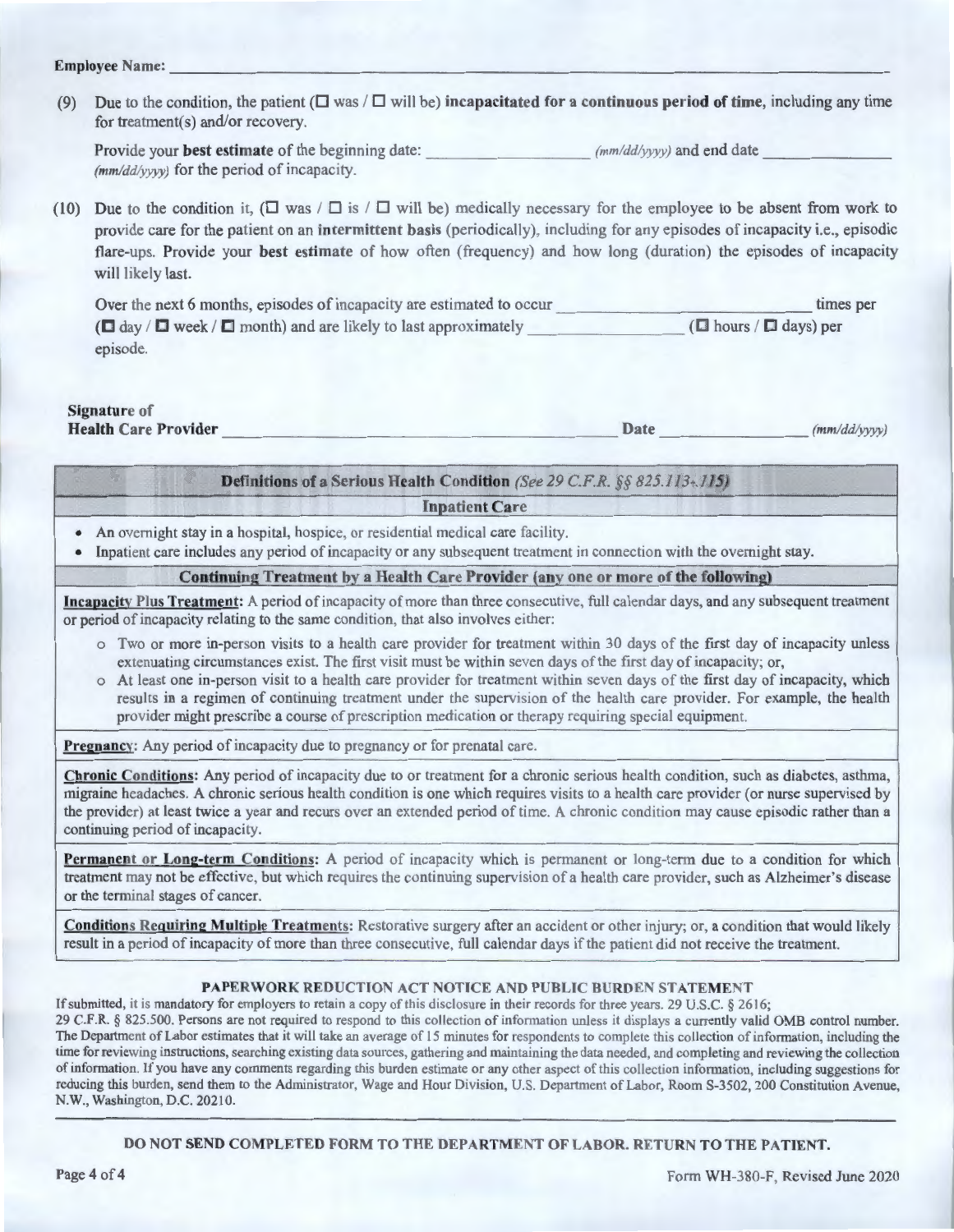**Employee Name:** \_\_\_\_\_\_\_\_\_\_\_\_\_\_\_\_\_\_\_\_\_\_\_\_\_\_\_\_\_\_\_\_\_\_\_\_\_\_\_\_

(9) Due to the condition, the patient (☐ was / ☐ will be) **incapacitated for a continuous period of time**, including any time for treatment(s) and/or recovery.

Provide your **best estimate** of the beginning date: \_\_\_\_\_\_\_\_\_\_\_\_\_\_\_\_ *(mm/dd/yyyy)* and end date \_\_\_\_\_\_\_\_\_\_\_\_\_\_ *(mm/dd/yyyy)* for the period of incapacity.

(10) Due to the condition it, (☐ was / ☐ is / ☐ will be) medically necessary for the employee to be absent from work to provide care for the patient on an **intermittent basis** (periodically), including for any episodes of incapacity i.e., episodic flare-ups. Provide your **best estimate** of how often (frequency) and how long (duration) the episodes of incapacity will likely last.

Over the next 6 months, episodes of incapacity are estimated to occur \_\_\_\_\_\_\_\_\_\_\_\_\_\_\_\_\_\_\_\_\_\_\_\_ times per (☐ day / ☐ week / ☐ month) and are likely to last approximately \_\_\_\_\_\_\_\_\_\_\_\_\_\_\_ (☐ hours / ☐ days) per episode.

**Signature of Health Care Provider** \_\_\_\_\_\_\_\_\_\_\_\_\_\_\_\_\_\_\_\_\_\_\_\_\_\_\_\_\_\_\_\_\_\_\_\_\_\_\_\_ **Date** \_\_\_\_\_\_\_\_\_\_\_\_\_\_\_\_ *(mm/dd/yyyy)*

## Definitions of a Serious Health Condition *(See 29 C.F.R. §§ 825.113-.115)*

### Inpatient Care

- An overnight stay in a hospital, hospice, or residential medical care facility.
- Inpatient care includes any period of incapacity or any subsequent treatment in connection with the overnight stay.

### Continuing Treatment by a Health Care Provider (any one or more of the following)

**Incapacity Plus Treatment:** A period of incapacity of more than three consecutive, full calendar days, and any subsequent treatment or period of incapacity relating to the same condition, that also involves either:

- Two or more in-person visits to a health care provider for treatment within 30 days of the first day of incapacity unless extenuating circumstances exist. The first visit must be within seven days of the first day of incapacity; or,
- At least one in-person visit to a health care provider for treatment within seven days of the first day of incapacity, which results in a regimen of continuing treatment under the supervision of the health care provider. For example, the health provider might prescribe a course of prescription medication or therapy requiring special equipment.

**Pregnancy:** Any period of incapacity due to pregnancy or for prenatal care.

**Chronic Conditions:** Any period of incapacity due to or treatment for a chronic serious health condition, such as diabetes, asthma, migraine headaches. A chronic serious health condition is one which requires visits to a health care provider (or nurse supervised by the provider) at least twice a year and recurs over an extended period of time. A chronic condition may cause episodic rather than a continuing period of incapacity.

**Permanent or Long-term Conditions:** A period of incapacity which is permanent or long-term due to a condition for which treatment may not be effective, but which requires the continuing supervision of a health care provider, such as Alzheimer's disease or the terminal stages of cancer.

**Conditions Requiring Multiple Treatments:** Restorative surgery after an accident or other injury; or, a condition that would likely result in a period of incapacity of more than three consecutive, full calendar days if the patient did not receive the treatment.

### PAPERWORK REDUCTION ACT NOTICE AND PUBLIC BURDEN STATEMENT

If submitted, it is mandatory for employers to retain a copy of this disclosure in their records for three years. 29 U.S.C. § 2616; 29 C.F.R. § 825.500. Persons are not required to respond to this collection of information unless it displays a currently valid OMB control number. The Department of Labor estimates that it will take an average of 15 minutes for respondents to complete this collection of information, including the time for reviewing instructions, searching existing data sources, gathering and maintaining the data needed, and completing and reviewing the collection of information. If you have any comments regarding this burden estimate or any other aspect of this collection information, including suggestions for reducing this burden, send them to the Administrator, Wage and Hour Division, U.S. Department of Labor, Room S-3502, 200 Constitution Avenue, N.W., Washington, D.C. 20210.

**DO NOT SEND COMPLETED FORM TO THE DEPARTMENT OF LABOR. RETURN TO THE PATIENT.**

Form WH-380-F, Revised June 2020